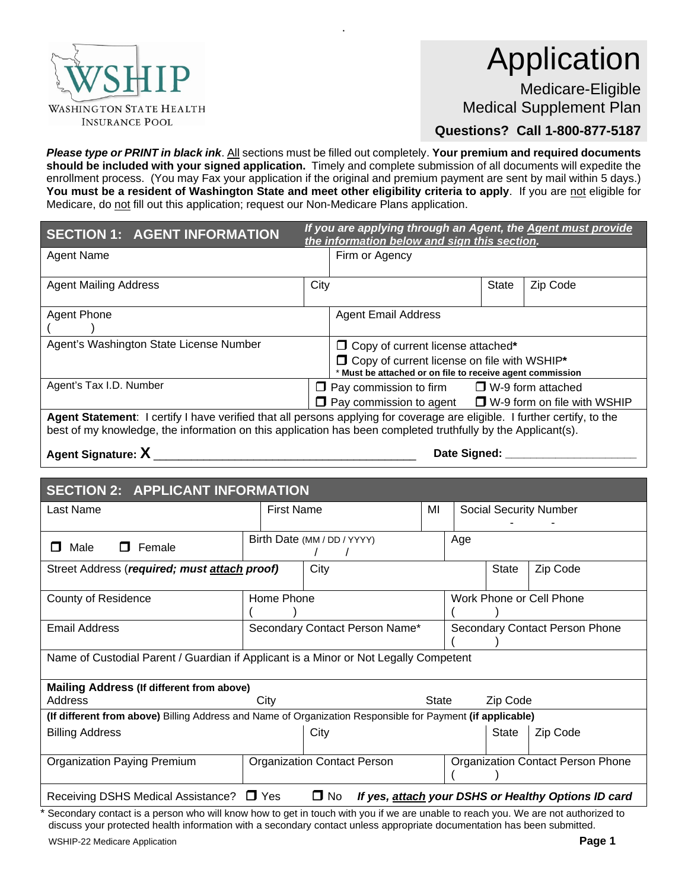WSHIP
WASHINGTON STATE HEALTH INSURANCE POOL

# Application

Medicare-Eligible
Medical Supplement Plan

**Questions? Call 1-800-877-5187**

***Please type or PRINT in black ink***. All sections must be filled out completely. **Your premium and required documents should be included with your signed application.** Timely and complete submission of all documents will expedite the enrollment process. (You may Fax your application if the original and premium payment are sent by mail within 5 days.) **You must be a resident of Washington State and meet other eligibility criteria to apply**. If you are not eligible for Medicare, do not fill out this application; request our Non-Medicare Plans application.

## SECTION 1: AGENT INFORMATION

***If you are applying through an Agent, the Agent must provide the information below and sign this section.***

| Agent Name | | Firm or Agency | | |
|---|---|---|---|---|
| Agent Mailing Address | City | | State | Zip Code |
| Agent Phone ( ) | | Agent Email Address | | |
| Agent's Washington State License Number | | ❒ Copy of current license attached* ❒ Copy of current license on file with WSHIP* * **Must be attached or on file to receive agent commission** | | |
| Agent's Tax I.D. Number | ❒ Pay commission to firm ❒ Pay commission to agent | | ❒ W-9 form attached ❒ W-9 form on file with WSHIP | |

**Agent Statement**: I certify I have verified that all persons applying for coverage are eligible. I further certify, to the best of my knowledge, the information on this application has been completed truthfully by the Applicant(s).

**Agent Signature: X** ________________________________________ **Date Signed:** ____________________

## SECTION 2: APPLICANT INFORMATION

| Last Name | First Name | | MI | Social Security Number - - | |
|---|---|---|---|---|---|
| ❒ Male ❒ Female | Birth Date (MM / DD / YYYY) / / | | | Age | |
| Street Address (***required; must attach proof***) | City | | | State | Zip Code |
| County of Residence | Home Phone ( ) | | | Work Phone or Cell Phone ( ) | |
| Email Address | Secondary Contact Person Name* | | | Secondary Contact Person Phone ( ) | |
| Name of Custodial Parent / Guardian if Applicant is a Minor or Not Legally Competent | | | | | |
| **Mailing Address (If different from above)** Address | City | | State | Zip Code | |
| **(If different from above)** Billing Address and Name of Organization Responsible for Payment **(if applicable)** | | | | | |
| Billing Address | City | | | State | Zip Code |
| Organization Paying Premium | Organization Contact Person | | | Organization Contact Person Phone ( ) | |
| Receiving DSHS Medical Assistance? ❒ Yes ❒ No | ***If yes, attach your DSHS or Healthy Options ID card*** | | | | |

\* Secondary contact is a person who will know how to get in touch with you if we are unable to reach you. We are not authorized to discuss your protected health information with a secondary contact unless appropriate documentation has been submitted.

WSHIP-22 Medicare Application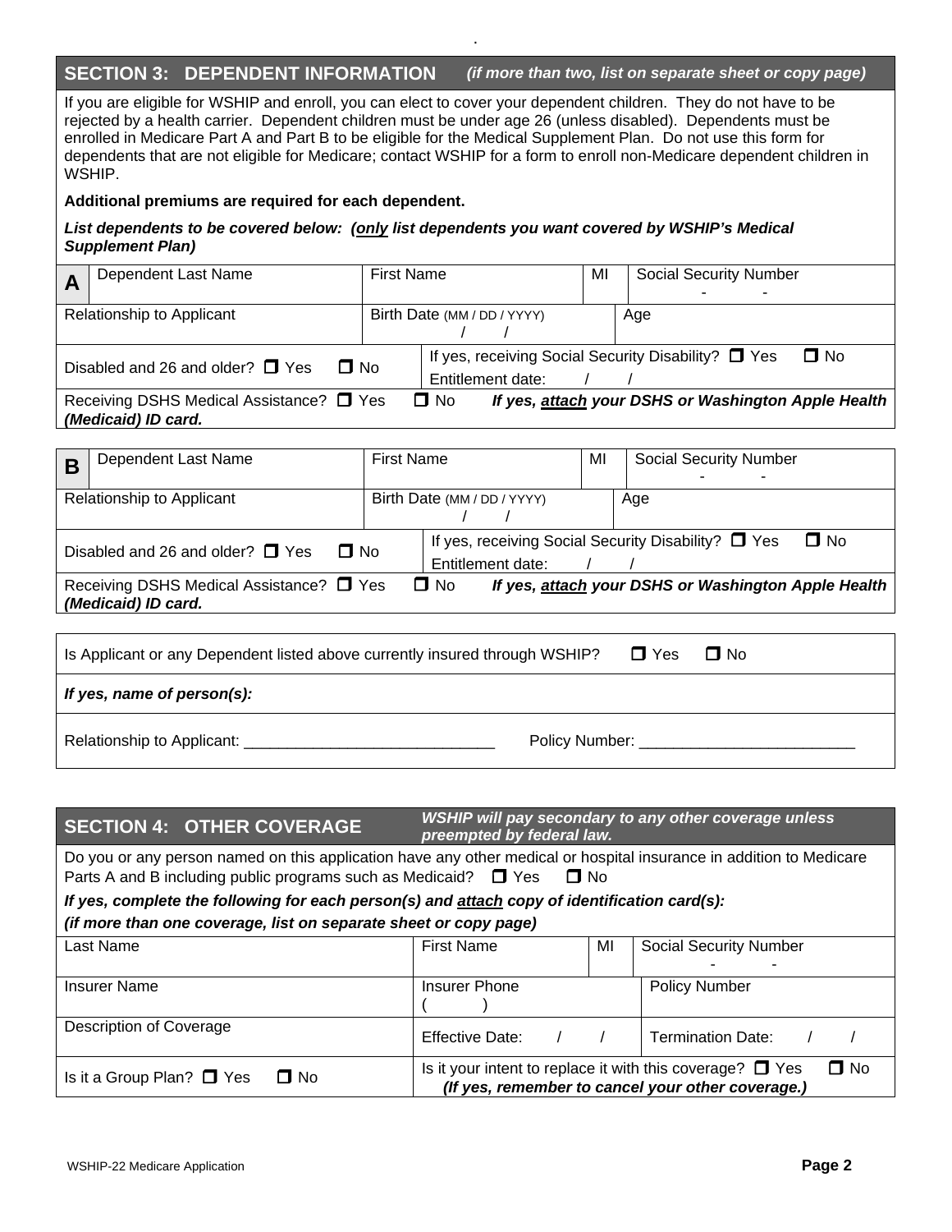## SECTION 3: DEPENDENT INFORMATION *(if more than two, list on separate sheet or copy page)*

If you are eligible for WSHIP and enroll, you can elect to cover your dependent children. They do not have to be rejected by a health carrier. Dependent children must be under age 26 (unless disabled). Dependents must be enrolled in Medicare Part A and Part B to be eligible for the Medical Supplement Plan. Do not use this form for dependents that are not eligible for Medicare; contact WSHIP for a form to enroll non-Medicare dependent children in WSHIP.

**Additional premiums are required for each dependent.**

***List dependents to be covered below: (only list dependents you want covered by WSHIP's Medical Supplement Plan)***

| **A** Dependent Last Name | First Name | MI | Social Security Number - - |
|---|---|---|---|
| Relationship to Applicant | Birth Date (MM / DD / YYYY) / / | | Age |
| Disabled and 26 and older? ☐ Yes ☐ No | If yes, receiving Social Security Disability? ☐ Yes ☐ No Entitlement date: / / | | |
| Receiving DSHS Medical Assistance? ☐ Yes ☐ No ***If yes, attach your DSHS or Washington Apple Health (Medicaid) ID card.*** | | | |

| **B** Dependent Last Name | First Name | MI | Social Security Number - - |
|---|---|---|---|
| Relationship to Applicant | Birth Date (MM / DD / YYYY) / / | | Age |
| Disabled and 26 and older? ☐ Yes ☐ No | If yes, receiving Social Security Disability? ☐ Yes ☐ No Entitlement date: / / | | |
| Receiving DSHS Medical Assistance? ☐ Yes ☐ No ***If yes, attach your DSHS or Washington Apple Health (Medicaid) ID card.*** | | | |

Is Applicant or any Dependent listed above currently insured through WSHIP? ☐ Yes ☐ No

***If yes, name of person(s):***

Relationship to Applicant: ______________________________ Policy Number: _________________________

## SECTION 4: OTHER COVERAGE *WSHIP will pay secondary to any other coverage unless preempted by federal law.*

Do you or any person named on this application have any other medical or hospital insurance in addition to Medicare Parts A and B including public programs such as Medicaid? ☐ Yes ☐ No

***If yes, complete the following for each person(s) and attach copy of identification card(s):***

***(if more than one coverage, list on separate sheet or copy page)***

| Last Name | First Name | MI | Social Security Number - - |
|---|---|---|---|
| Insurer Name | Insurer Phone ( ) | | Policy Number |
| Description of Coverage | Effective Date: / / | | Termination Date: / / |
| Is it a Group Plan? ☐ Yes ☐ No | Is it your intent to replace it with this coverage? ☐ Yes ☐ No ***(If yes, remember to cancel your other coverage.)*** | | |

WSHIP-22 Medicare Application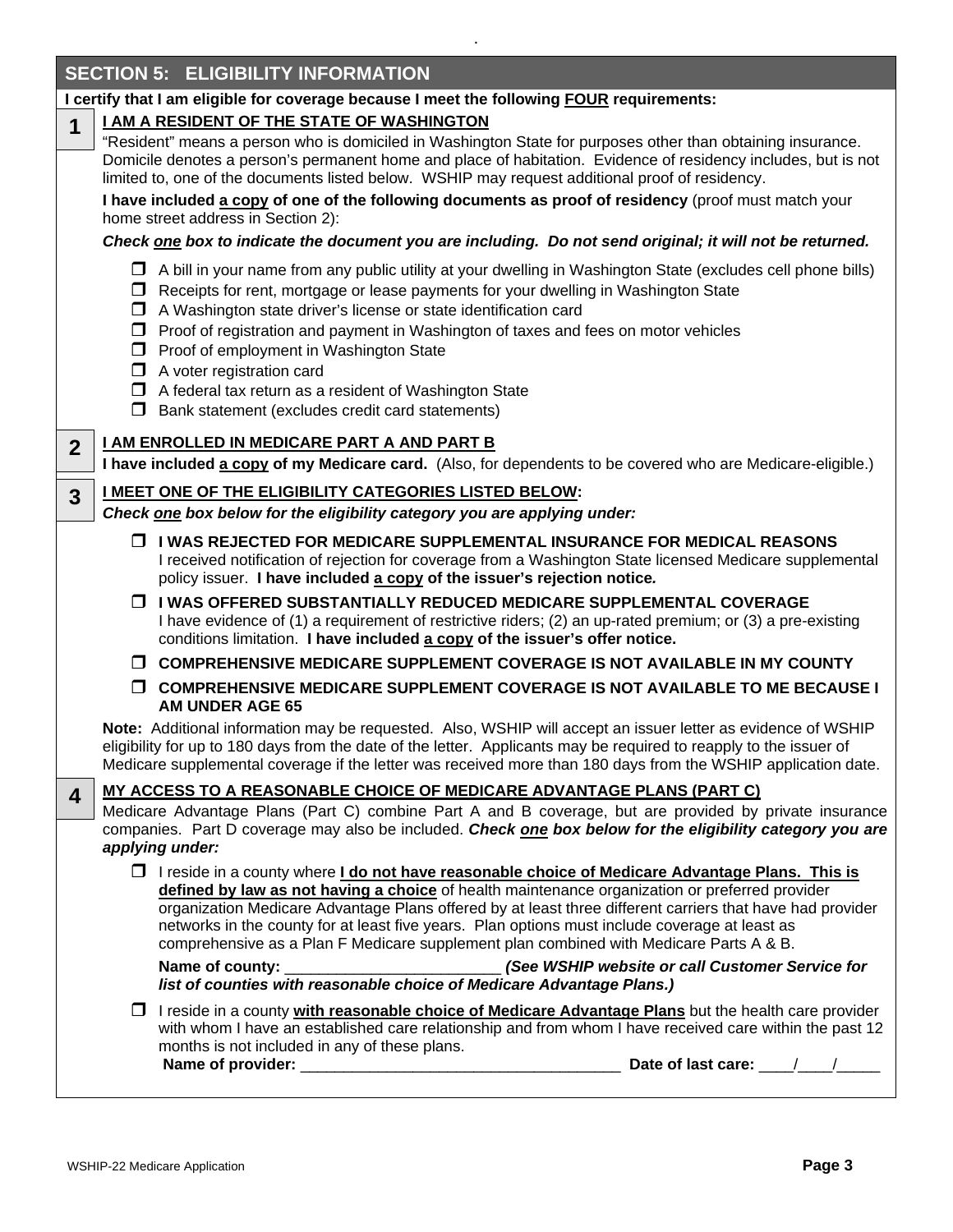## SECTION 5: ELIGIBILITY INFORMATION

**I certify that I am eligible for coverage because I meet the following FOUR requirements:**

**1** **I AM A RESIDENT OF THE STATE OF WASHINGTON**

"Resident" means a person who is domiciled in Washington State for purposes other than obtaining insurance. Domicile denotes a person's permanent home and place of habitation. Evidence of residency includes, but is not limited to, one of the documents listed below. WSHIP may request additional proof of residency.

**I have included a copy of one of the following documents as proof of residency** (proof must match your home street address in Section 2):

***Check one box to indicate the document you are including. Do not send original; it will not be returned.***

- ☐ A bill in your name from any public utility at your dwelling in Washington State (excludes cell phone bills)
- ☐ Receipts for rent, mortgage or lease payments for your dwelling in Washington State
- ☐ A Washington state driver's license or state identification card
- ☐ Proof of registration and payment in Washington of taxes and fees on motor vehicles
- ☐ Proof of employment in Washington State
- ☐ A voter registration card
- ☐ A federal tax return as a resident of Washington State
- ☐ Bank statement (excludes credit card statements)

**2** **I AM ENROLLED IN MEDICARE PART A AND PART B**

**I have included a copy of my Medicare card.** (Also, for dependents to be covered who are Medicare-eligible.)

**3** **I MEET ONE OF THE ELIGIBILITY CATEGORIES LISTED BELOW:**

***Check one box below for the eligibility category you are applying under:***

- ☐ **I WAS REJECTED FOR MEDICARE SUPPLEMENTAL INSURANCE FOR MEDICAL REASONS**
  I received notification of rejection for coverage from a Washington State licensed Medicare supplemental policy issuer. **I have included a copy of the issuer's rejection notice.**
- ☐ **I WAS OFFERED SUBSTANTIALLY REDUCED MEDICARE SUPPLEMENTAL COVERAGE**
  I have evidence of (1) a requirement of restrictive riders; (2) an up-rated premium; or (3) a pre-existing conditions limitation. **I have included a copy of the issuer's offer notice.**
- ☐ **COMPREHENSIVE MEDICARE SUPPLEMENT COVERAGE IS NOT AVAILABLE IN MY COUNTY**
- ☐ **COMPREHENSIVE MEDICARE SUPPLEMENT COVERAGE IS NOT AVAILABLE TO ME BECAUSE I AM UNDER AGE 65**

**Note:** Additional information may be requested. Also, WSHIP will accept an issuer letter as evidence of WSHIP eligibility for up to 180 days from the date of the letter. Applicants may be required to reapply to the issuer of Medicare supplemental coverage if the letter was received more than 180 days from the WSHIP application date.

**4** **MY ACCESS TO A REASONABLE CHOICE OF MEDICARE ADVANTAGE PLANS (PART C)**

Medicare Advantage Plans (Part C) combine Part A and B coverage, but are provided by private insurance companies. Part D coverage may also be included. ***Check one box below for the eligibility category you are applying under:***

- ☐ I reside in a county where **I do not have reasonable choice of Medicare Advantage Plans. This is defined by law as not having a choice** of health maintenance organization or preferred provider organization Medicare Advantage Plans offered by at least three different carriers that have had provider networks in the county for at least five years. Plan options must include coverage at least as comprehensive as a Plan F Medicare supplement plan combined with Medicare Parts A & B.

  **Name of county:** ________________________ ***(See WSHIP website or call Customer Service for list of counties with reasonable choice of Medicare Advantage Plans.)***

- ☐ I reside in a county **with reasonable choice of Medicare Advantage Plans** but the health care provider with whom I have an established care relationship and from whom I have received care within the past 12 months is not included in any of these plans.

  **Name of provider:** ____________________________________ **Date of last care:** ____/____/_____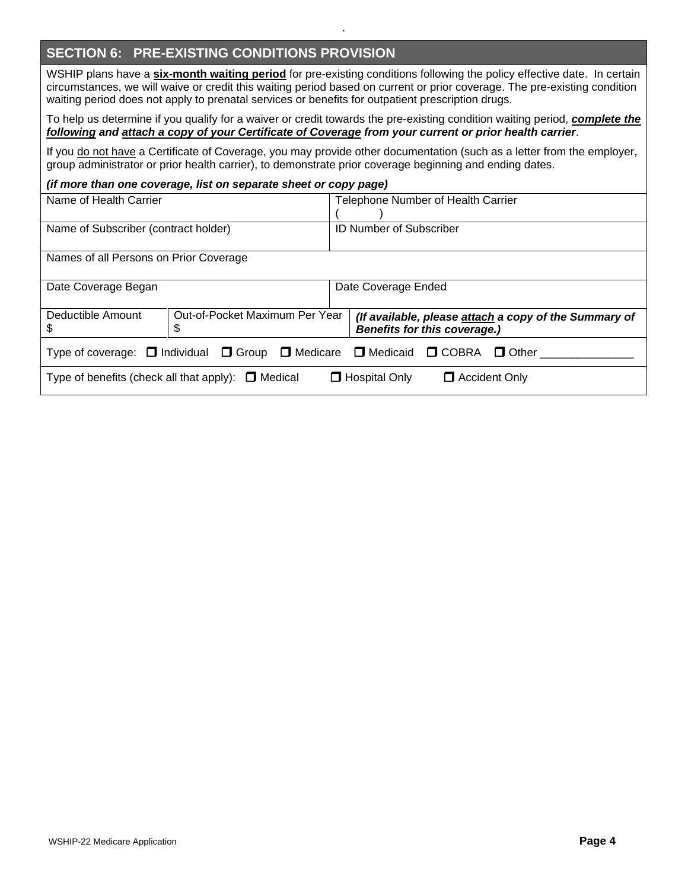## SECTION 6: PRE-EXISTING CONDITIONS PROVISION

WSHIP plans have a **six-month waiting period** for pre-existing conditions following the policy effective date. In certain circumstances, we will waive or credit this waiting period based on current or prior coverage. The pre-existing condition waiting period does not apply to prenatal services or benefits for outpatient prescription drugs.

To help us determine if you qualify for a waiver or credit towards the pre-existing condition waiting period, ***complete the following*** **and** ***attach a copy of your Certificate of Coverage*** ***from your current or prior health carrier***.

If you do not have a Certificate of Coverage, you may provide other documentation (such as a letter from the employer, group administrator or prior health carrier), to demonstrate prior coverage beginning and ending dates.

***(if more than one coverage, list on separate sheet or copy page)***

| Name of Health Carrier | | Telephone Number of Health Carrier<br>(      ) |
|---|---|---|
| Name of Subscriber (contract holder) | | ID Number of Subscriber |
| Names of all Persons on Prior Coverage | | |
| Date Coverage Began | | Date Coverage Ended |
| Deductible Amount<br>$ | Out-of-Pocket Maximum Per Year<br>$ | ***(If available, please attach a copy of the Summary of Benefits for this coverage.)*** |
| Type of coverage: ☐ Individual ☐ Group ☐ Medicare ☐ Medicaid ☐ COBRA ☐ Other _______________ | | |
| Type of benefits (check all that apply): ☐ Medical ☐ Hospital Only ☐ Accident Only | | |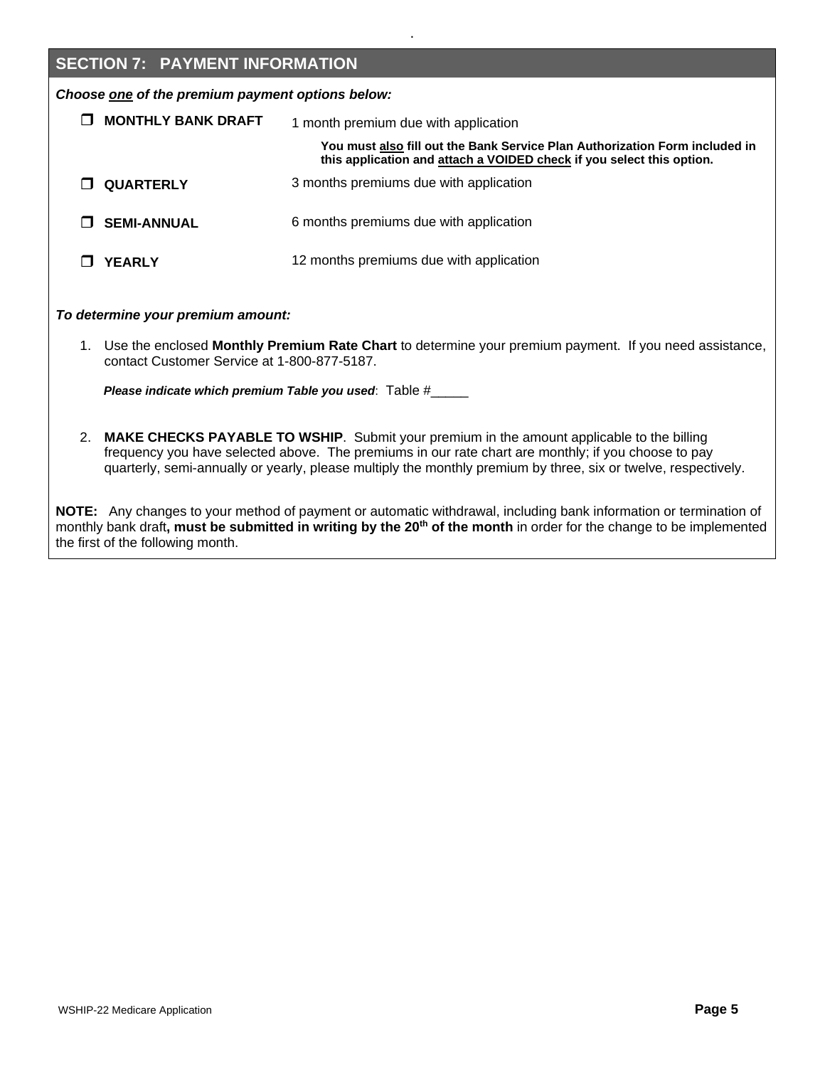## SECTION 7: PAYMENT INFORMATION

***Choose one of the premium payment options below:***

| Option | Details |
|---|---|
| ❒ **MONTHLY BANK DRAFT** | 1 month premium due with application<br>**You must also fill out the Bank Service Plan Authorization Form included in this application and attach a VOIDED check if you select this option.** |
| ❒ **QUARTERLY** | 3 months premiums due with application |
| ❒ **SEMI-ANNUAL** | 6 months premiums due with application |
| ❒ **YEARLY** | 12 months premiums due with application |

***To determine your premium amount:***

1. Use the enclosed **Monthly Premium Rate Chart** to determine your premium payment. If you need assistance, contact Customer Service at 1-800-877-5187.

   ***Please indicate which premium Table you used***: Table #_____

2. **MAKE CHECKS PAYABLE TO WSHIP**. Submit your premium in the amount applicable to the billing frequency you have selected above. The premiums in our rate chart are monthly; if you choose to pay quarterly, semi-annually or yearly, please multiply the monthly premium by three, six or twelve, respectively.

**NOTE:** Any changes to your method of payment or automatic withdrawal, including bank information or termination of monthly bank draft**, must be submitted in writing by the 20th of the month** in order for the change to be implemented the first of the following month.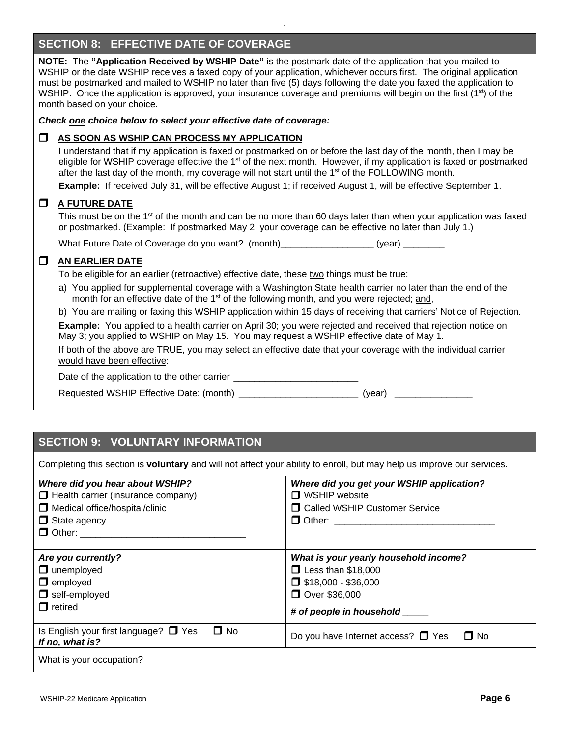## SECTION 8: EFFECTIVE DATE OF COVERAGE

**NOTE:** The **"Application Received by WSHIP Date"** is the postmark date of the application that you mailed to WSHIP or the date WSHIP receives a faxed copy of your application, whichever occurs first. The original application must be postmarked and mailed to WSHIP no later than five (5) days following the date you faxed the application to WSHIP. Once the application is approved, your insurance coverage and premiums will begin on the first (1st) of the month based on your choice.

***Check one choice below to select your effective date of coverage:***

☐ **AS SOON AS WSHIP CAN PROCESS MY APPLICATION**

I understand that if my application is faxed or postmarked on or before the last day of the month, then I may be eligible for WSHIP coverage effective the 1st of the next month. However, if my application is faxed or postmarked after the last day of the month, my coverage will not start until the 1st of the FOLLOWING month.

**Example:** If received July 31, will be effective August 1; if received August 1, will be effective September 1.

☐ **A FUTURE DATE**

This must be on the 1st of the month and can be no more than 60 days later than when your application was faxed or postmarked. (Example: If postmarked May 2, your coverage can be effective no later than July 1.)

What Future Date of Coverage do you want? (month)__________________ (year) ________

☐ **AN EARLIER DATE**

To be eligible for an earlier (retroactive) effective date, these two things must be true:

a) You applied for supplemental coverage with a Washington State health carrier no later than the end of the month for an effective date of the 1st of the following month, and you were rejected; and,

b) You are mailing or faxing this WSHIP application within 15 days of receiving that carriers' Notice of Rejection.

**Example:** You applied to a health carrier on April 30; you were rejected and received that rejection notice on May 3; you applied to WSHIP on May 15. You may request a WSHIP effective date of May 1.

If both of the above are TRUE, you may select an effective date that your coverage with the individual carrier would have been effective:

Date of the application to the other carrier ________________________

Requested WSHIP Effective Date: (month) _______________________ (year) _______________

## SECTION 9: VOLUNTARY INFORMATION

Completing this section is **voluntary** and will not affect your ability to enroll, but may help us improve our services.

| | |
|---|---|
| ***Where did you hear about WSHIP?***<br>☐ Health carrier (insurance company)<br>☐ Medical office/hospital/clinic<br>☐ State agency<br>☐ Other: ______________________________ | ***Where did you get your WSHIP application?***<br>☐ WSHIP website<br>☐ Called WSHIP Customer Service<br>☐ Other: ______________________________ |
| ***Are you currently?***<br>☐ unemployed<br>☐ employed<br>☐ self-employed<br>☐ retired | ***What is your yearly household income?***<br>☐ Less than $18,000<br>☐ $18,000 - $36,000<br>☐ Over $36,000<br>***# of people in household _____*** |
| Is English your first language? ☐ Yes ☐ No<br>***If no, what is?*** | Do you have Internet access? ☐ Yes ☐ No |
| What is your occupation? | |

WSHIP-22 Medicare Application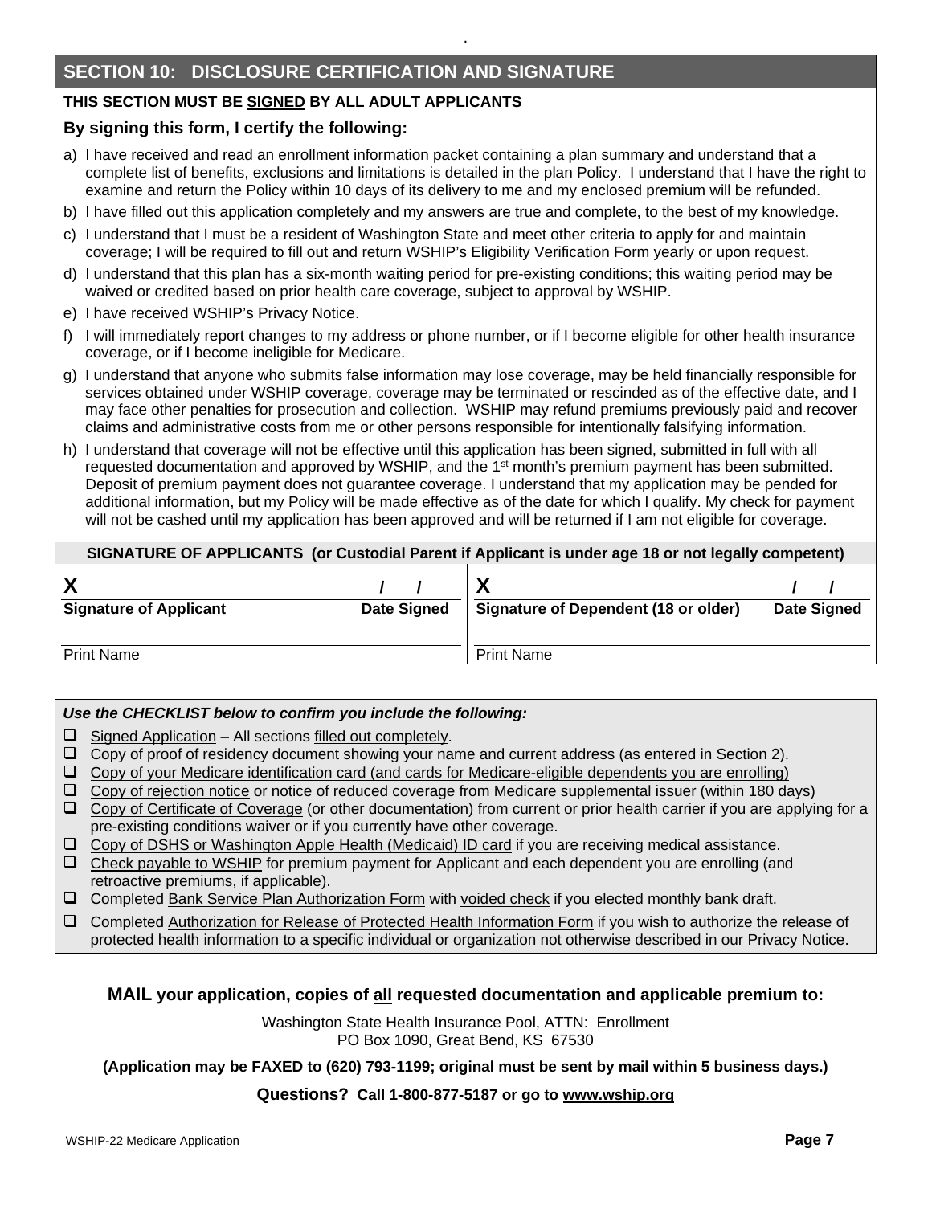## SECTION 10: DISCLOSURE CERTIFICATION AND SIGNATURE

**THIS SECTION MUST BE SIGNED BY ALL ADULT APPLICANTS**

**By signing this form, I certify the following:**

a) I have received and read an enrollment information packet containing a plan summary and understand that a complete list of benefits, exclusions and limitations is detailed in the plan Policy. I understand that I have the right to examine and return the Policy within 10 days of its delivery to me and my enclosed premium will be refunded.

b) I have filled out this application completely and my answers are true and complete, to the best of my knowledge.

c) I understand that I must be a resident of Washington State and meet other criteria to apply for and maintain coverage; I will be required to fill out and return WSHIP's Eligibility Verification Form yearly or upon request.

d) I understand that this plan has a six-month waiting period for pre-existing conditions; this waiting period may be waived or credited based on prior health care coverage, subject to approval by WSHIP.

e) I have received WSHIP's Privacy Notice.

f) I will immediately report changes to my address or phone number, or if I become eligible for other health insurance coverage, or if I become ineligible for Medicare.

g) I understand that anyone who submits false information may lose coverage, may be held financially responsible for services obtained under WSHIP coverage, coverage may be terminated or rescinded as of the effective date, and I may face other penalties for prosecution and collection. WSHIP may refund premiums previously paid and recover claims and administrative costs from me or other persons responsible for intentionally falsifying information.

h) I understand that coverage will not be effective until this application has been signed, submitted in full with all requested documentation and approved by WSHIP, and the 1st month's premium payment has been submitted. Deposit of premium payment does not guarantee coverage. I understand that my application may be pended for additional information, but my Policy will be made effective as of the date for which I qualify. My check for payment will not be cashed until my application has been approved and will be returned if I am not eligible for coverage.

**SIGNATURE OF APPLICANTS (or Custodial Parent if Applicant is under age 18 or not legally competent)**

| X | / / | X | / / |
|---|---|---|---|
| **Signature of Applicant** | **Date Signed** | **Signature of Dependent (18 or older)** | **Date Signed** |
| Print Name | | Print Name | |

***Use the CHECKLIST below to confirm you include the following:***

- ☐ Signed Application – All sections filled out completely.
- ☐ Copy of proof of residency document showing your name and current address (as entered in Section 2).
- ☐ Copy of your Medicare identification card (and cards for Medicare-eligible dependents you are enrolling)
- ☐ Copy of rejection notice or notice of reduced coverage from Medicare supplemental issuer (within 180 days)
- ☐ Copy of Certificate of Coverage (or other documentation) from current or prior health carrier if you are applying for a pre-existing conditions waiver or if you currently have other coverage.
- ☐ Copy of DSHS or Washington Apple Health (Medicaid) ID card if you are receiving medical assistance.
- ☐ Check payable to WSHIP for premium payment for Applicant and each dependent you are enrolling (and retroactive premiums, if applicable).
- ☐ Completed Bank Service Plan Authorization Form with voided check if you elected monthly bank draft.
- ☐ Completed Authorization for Release of Protected Health Information Form if you wish to authorize the release of protected health information to a specific individual or organization not otherwise described in our Privacy Notice.

**MAIL your application, copies of all requested documentation and applicable premium to:**

Washington State Health Insurance Pool, ATTN: Enrollment
PO Box 1090, Great Bend, KS 67530

**(Application may be FAXED to (620) 793-1199; original must be sent by mail within 5 business days.)**

**Questions? Call 1-800-877-5187 or go to www.wship.org**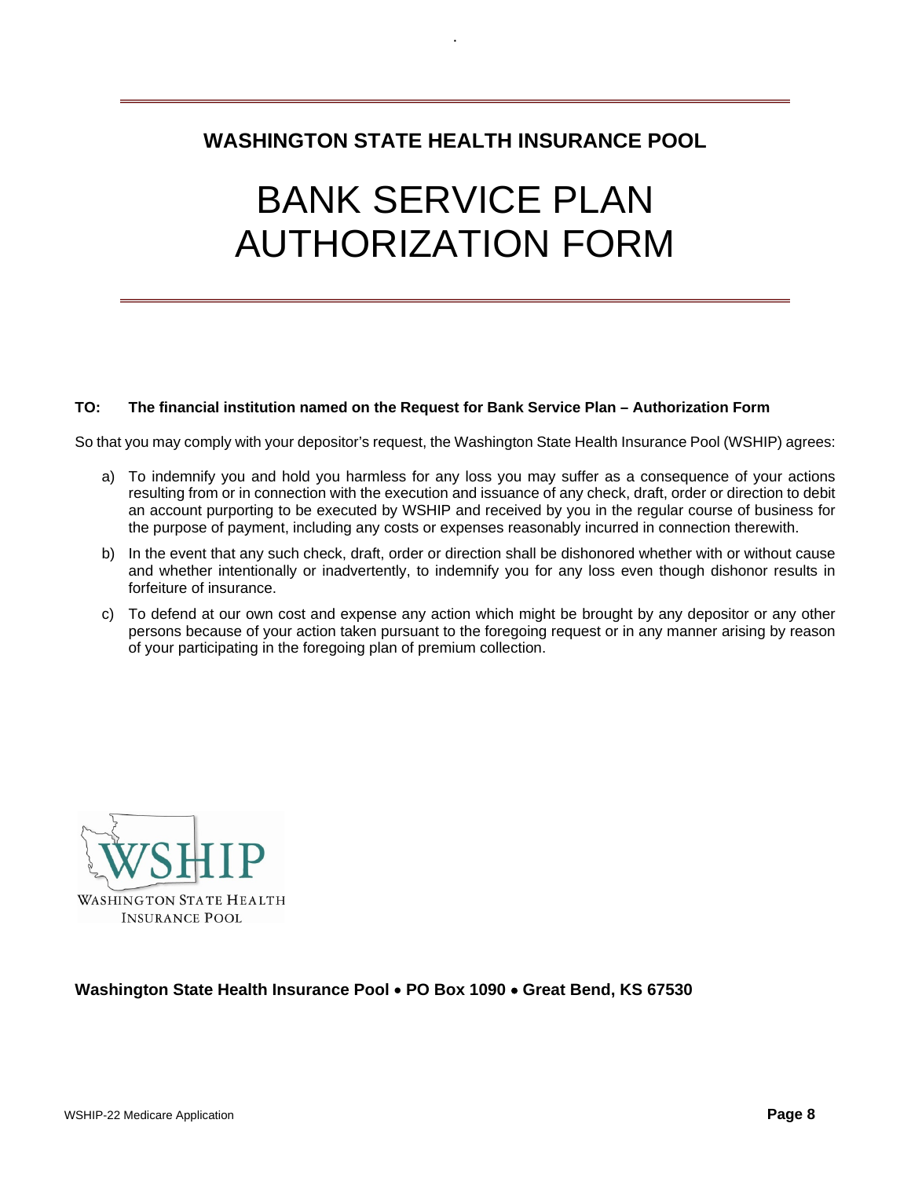## WASHINGTON STATE HEALTH INSURANCE POOL

# BANK SERVICE PLAN AUTHORIZATION FORM

**TO: The financial institution named on the Request for Bank Service Plan – Authorization Form**

So that you may comply with your depositor's request, the Washington State Health Insurance Pool (WSHIP) agrees:

a) To indemnify you and hold you harmless for any loss you may suffer as a consequence of your actions resulting from or in connection with the execution and issuance of any check, draft, order or direction to debit an account purporting to be executed by WSHIP and received by you in the regular course of business for the purpose of payment, including any costs or expenses reasonably incurred in connection therewith.

b) In the event that any such check, draft, order or direction shall be dishonored whether with or without cause and whether intentionally or inadvertently, to indemnify you for any loss even though dishonor results in forfeiture of insurance.

c) To defend at our own cost and expense any action which might be brought by any depositor or any other persons because of your action taken pursuant to the foregoing request or in any manner arising by reason of your participating in the foregoing plan of premium collection.

WSHIP
WASHINGTON STATE HEALTH INSURANCE POOL

**Washington State Health Insurance Pool • PO Box 1090 • Great Bend, KS 67530**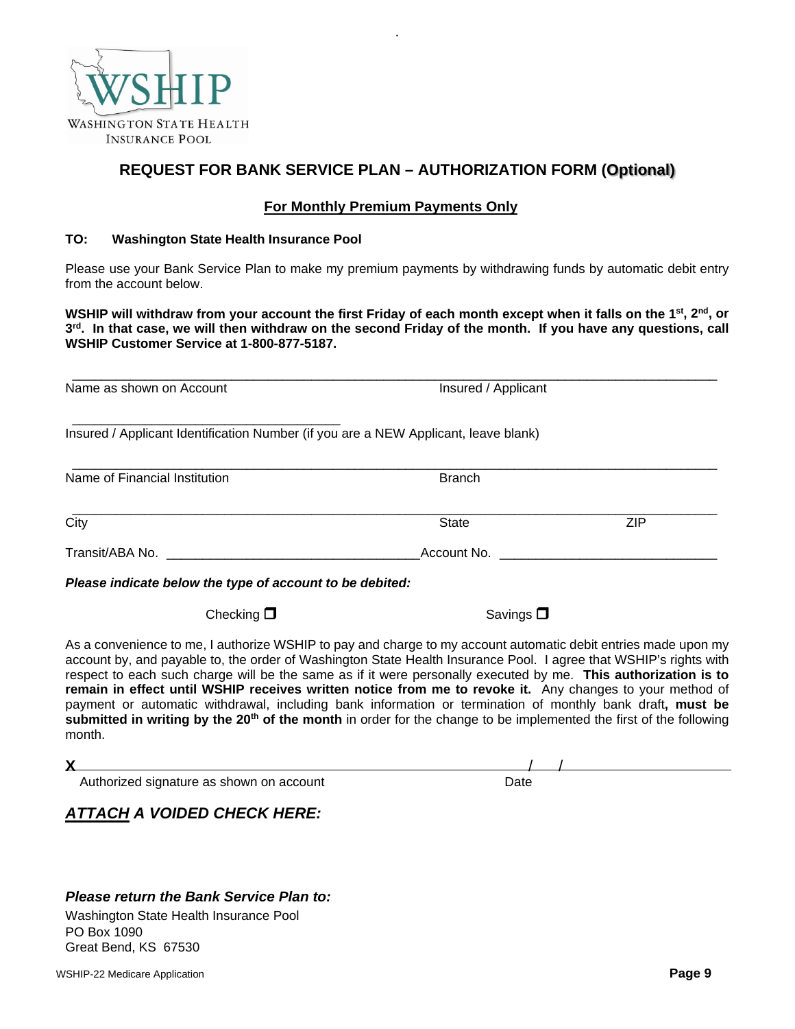WSHIP
WASHINGTON STATE HEALTH INSURANCE POOL

## REQUEST FOR BANK SERVICE PLAN – AUTHORIZATION FORM (Optional)

**For Monthly Premium Payments Only**

**TO: Washington State Health Insurance Pool**

Please use your Bank Service Plan to make my premium payments by withdrawing funds by automatic debit entry from the account below.

**WSHIP will withdraw from your account the first Friday of each month except when it falls on the 1st, 2nd, or 3rd. In that case, we will then withdraw on the second Friday of the month. If you have any questions, call WSHIP Customer Service at 1-800-877-5187.**

\_\_\_\_\_\_\_\_\_\_\_\_\_\_\_\_\_\_\_\_\_\_\_\_\_\_\_\_\_\_\_\_\_\_\_\_\_\_\_\_\_\_\_\_\_\_\_\_\_\_\_\_\_\_\_\_\_\_\_\_\_\_\_\_\_\_\_\_\_\_\_\_\_\_
Name as shown on Account                    Insured / Applicant

\_\_\_\_\_\_\_\_\_\_\_\_\_\_\_\_\_\_\_\_\_\_\_\_\_\_\_\_\_\_\_\_\_\_\_
Insured / Applicant Identification Number (if you are a NEW Applicant, leave blank)

\_\_\_\_\_\_\_\_\_\_\_\_\_\_\_\_\_\_\_\_\_\_\_\_\_\_\_\_\_\_\_\_\_\_\_\_\_\_\_\_\_\_\_\_\_\_\_\_\_\_\_\_\_\_\_\_\_\_\_\_\_\_\_\_\_\_\_\_\_\_\_\_\_\_
Name of Financial Institution                    Branch

\_\_\_\_\_\_\_\_\_\_\_\_\_\_\_\_\_\_\_\_\_\_\_\_\_\_\_\_\_\_\_\_\_\_\_\_\_\_\_\_\_\_\_\_\_\_\_\_\_\_\_\_\_\_\_\_\_\_\_\_\_\_\_\_\_\_\_\_\_\_\_\_\_\_
City                    State                    ZIP

Transit/ABA No. \_\_\_\_\_\_\_\_\_\_\_\_\_\_\_\_\_\_\_\_\_\_\_\_\_\_\_\_\_\_ Account No. \_\_\_\_\_\_\_\_\_\_\_\_\_\_\_\_\_\_\_\_\_\_\_\_\_\_\_\_

***Please indicate below the type of account to be debited:***

Checking ☐                    Savings ☐

As a convenience to me, I authorize WSHIP to pay and charge to my account automatic debit entries made upon my account by, and payable to, the order of Washington State Health Insurance Pool. I agree that WSHIP's rights with respect to each such charge will be the same as if it were personally executed by me. **This authorization is to remain in effect until WSHIP receives written notice from me to revoke it.** Any changes to your method of payment or automatic withdrawal, including bank information or termination of monthly bank draft**, must be submitted in writing by the 20th of the month** in order for the change to be implemented the first of the following month.

**X**\_\_\_\_\_\_\_\_\_\_\_\_\_\_\_\_\_\_\_\_\_\_\_\_\_\_\_\_\_\_\_\_\_\_\_\_\_\_\_\_\_\_\_\_\_\_\_\_\_\_\_\_\_\_ \_\_\_/\_\_\_/\_\_\_\_\_\_\_\_\_\_\_\_\_
Authorized signature as shown on account                    Date

### ***ATTACH A VOIDED CHECK HERE:***

***Please return the Bank Service Plan to:***

Washington State Health Insurance Pool
PO Box 1090
Great Bend, KS 67530

WSHIP-22 Medicare Application